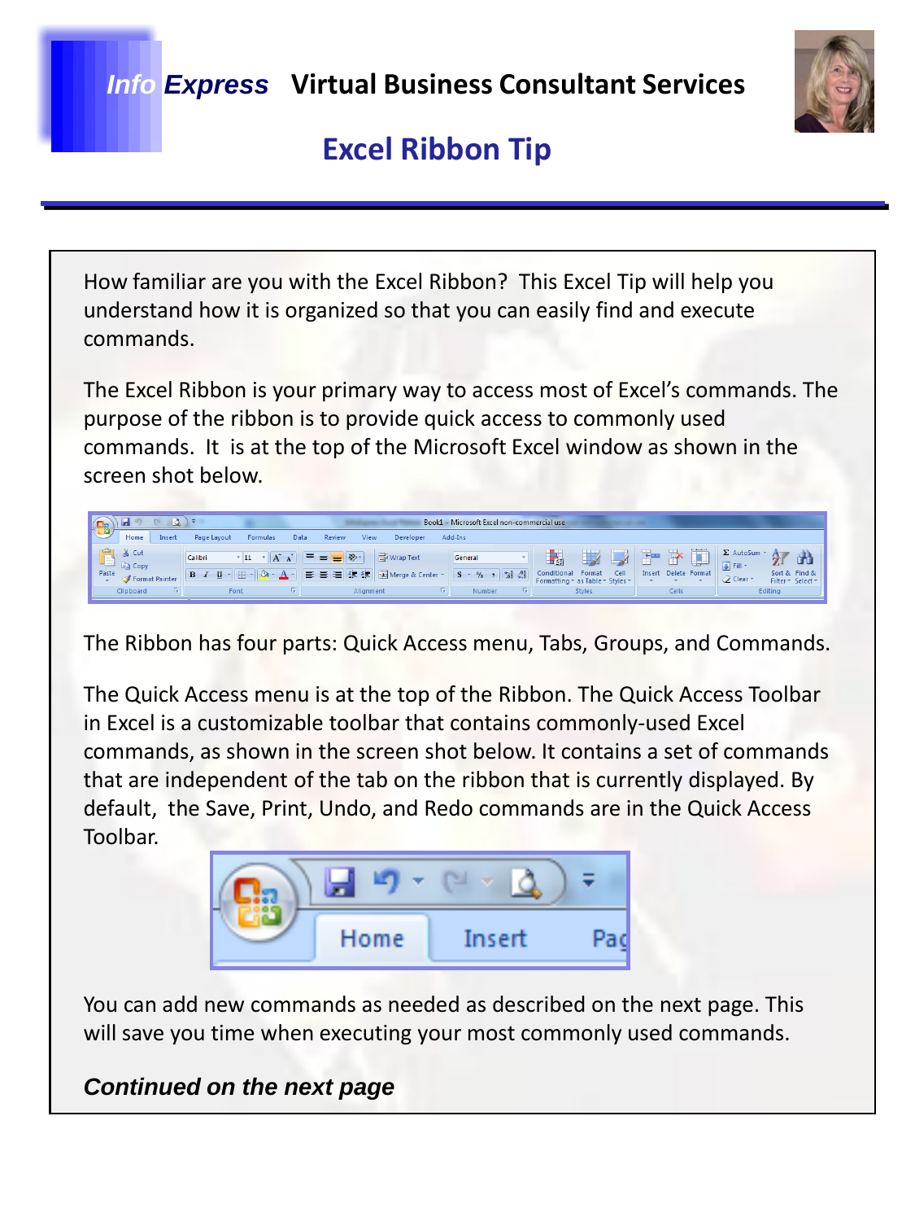# Info Express Virtual Business Consultant Services

## Excel Ribbon Tip

How familiar are you with the Excel Ribbon? This Excel Tip will help you understand how it is organized so that you can easily find and execute commands.

The Excel Ribbon is your primary way to access most of Excel's commands. The purpose of the ribbon is to provide quick access to commonly used commands. It is at the top of the Microsoft Excel window as shown in the screen shot below.

The Ribbon has four parts: Quick Access menu, Tabs, Groups, and Commands.

The Quick Access menu is at the top of the Ribbon. The Quick Access Toolbar in Excel is a customizable toolbar that contains commonly-used Excel commands, as shown in the screen shot below. It contains a set of commands that are independent of the tab on the ribbon that is currently displayed. By default, the Save, Print, Undo, and Redo commands are in the Quick Access Toolbar.

You can add new commands as needed as described on the next page. This will save you time when executing your most commonly used commands.

***Continued on the next page***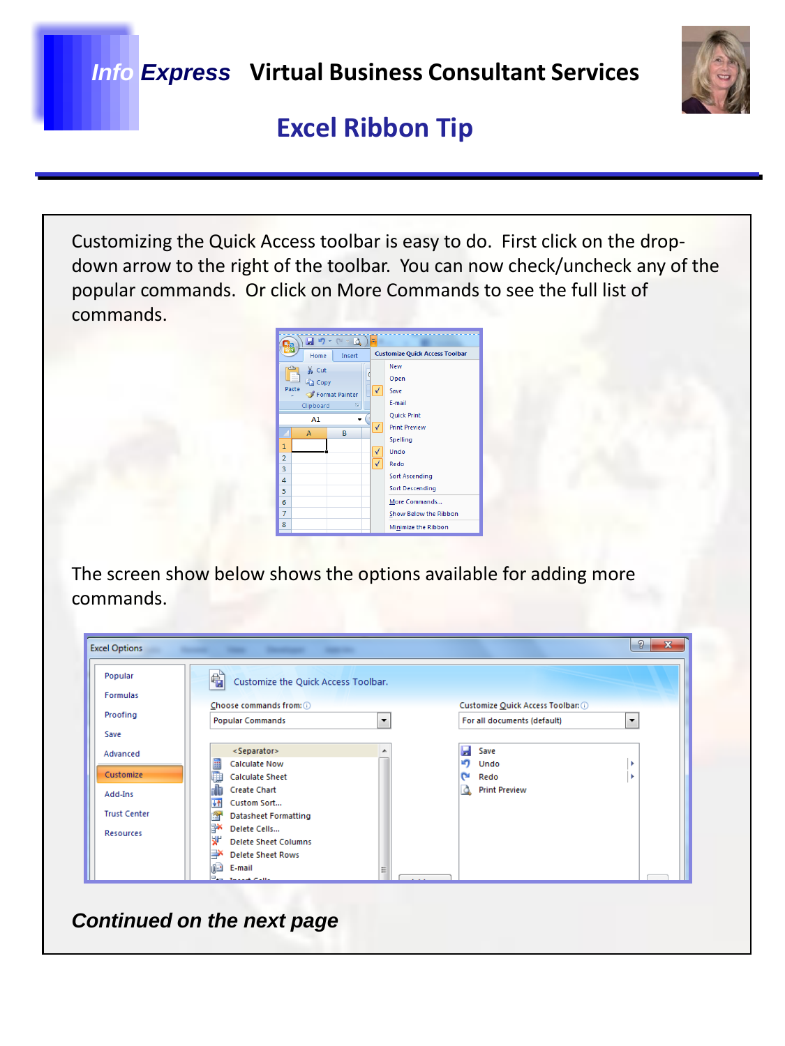# Excel Ribbon Tip

Customizing the Quick Access toolbar is easy to do. First click on the drop-down arrow to the right of the toolbar. You can now check/uncheck any of the popular commands. Or click on More Commands to see the full list of commands.

The screen show below shows the options available for adding more commands.

***Continued on the next page***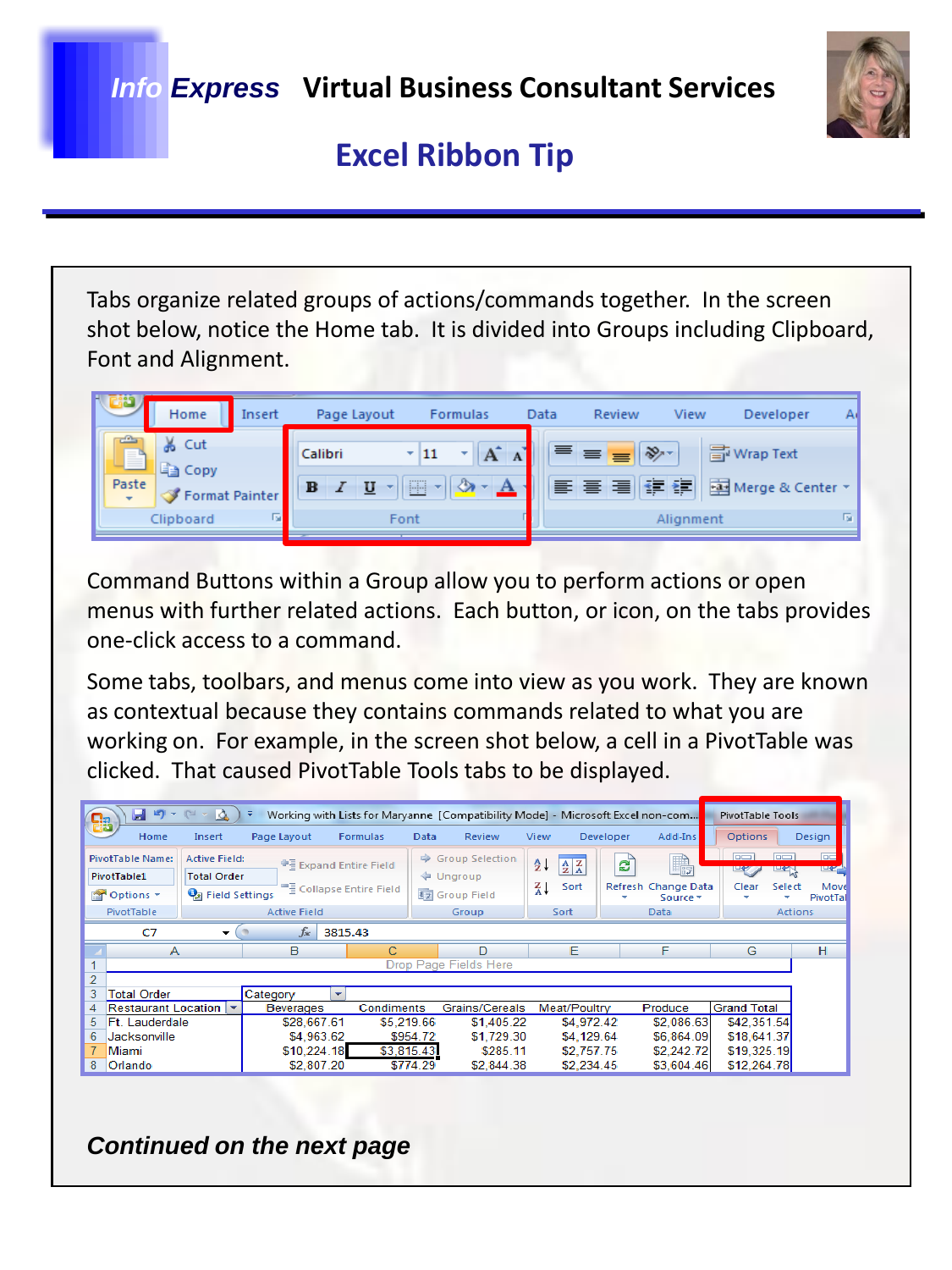# Info Express Virtual Business Consultant Services

## Excel Ribbon Tip

Tabs organize related groups of actions/commands together. In the screen shot below, notice the Home tab. It is divided into Groups including Clipboard, Font and Alignment.

Command Buttons within a Group allow you to perform actions or open menus with further related actions. Each button, or icon, on the tabs provides one-click access to a command.

Some tabs, toolbars, and menus come into view as you work. They are known as contextual because they contains commands related to what you are working on. For example, in the screen shot below, a cell in a PivotTable was clicked. That caused PivotTable Tools tabs to be displayed.

***Continued on the next page***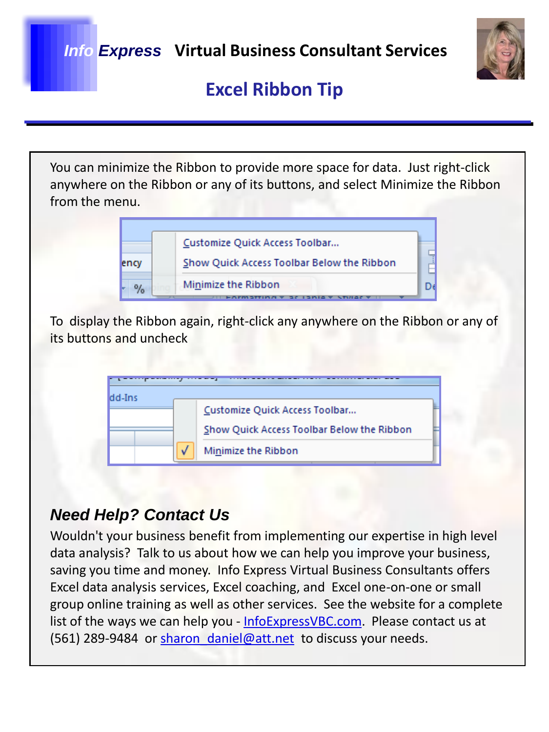# Info Express Virtual Business Consultant Services

## Excel Ribbon Tip

You can minimize the Ribbon to provide more space for data. Just right-click anywhere on the Ribbon or any of its buttons, and select Minimize the Ribbon from the menu.

To display the Ribbon again, right-click any anywhere on the Ribbon or any of its buttons and uncheck

### *Need Help? Contact Us*

Wouldn't your business benefit from implementing our expertise in high level data analysis? Talk to us about how we can help you improve your business, saving you time and money. Info Express Virtual Business Consultants offers Excel data analysis services, Excel coaching, and Excel one-on-one or small group online training as well as other services. See the website for a complete list of the ways we can help you - InfoExpressVBC.com. Please contact us at (561) 289-9484 or sharon_daniel@att.net to discuss your needs.